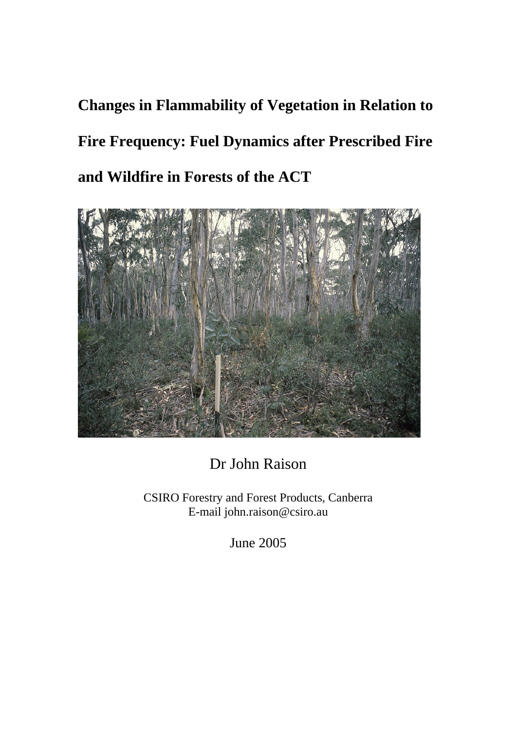# Changes in Flammability of Vegetation in Relation to Fire Frequency: Fuel Dynamics after Prescribed Fire and Wildfire in Forests of the ACT

Dr John Raison

CSIRO Forestry and Forest Products, Canberra
E-mail john.raison@csiro.au

June 2005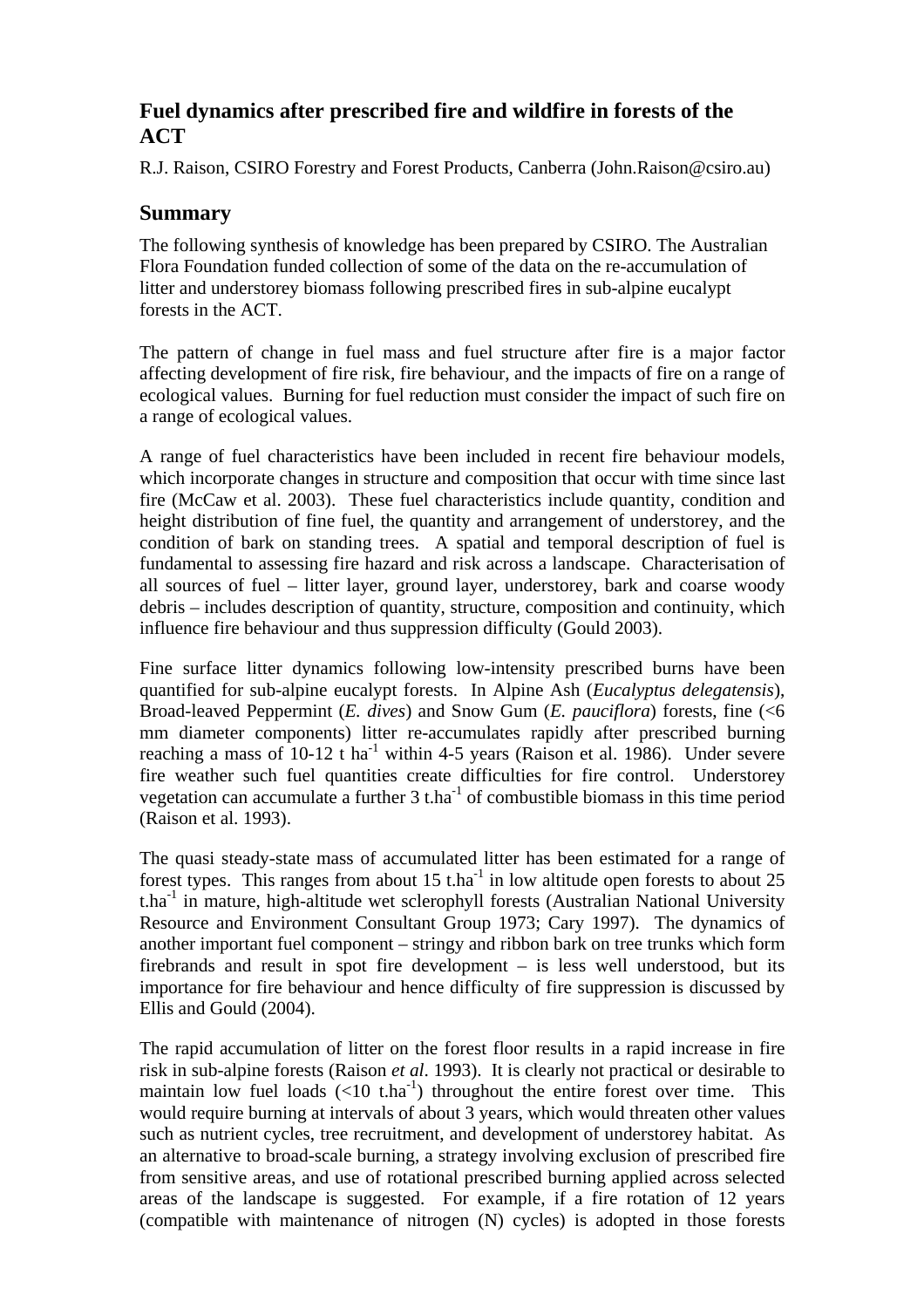# Fuel dynamics after prescribed fire and wildfire in forests of the ACT

R.J. Raison, CSIRO Forestry and Forest Products, Canberra (John.Raison@csiro.au)

## Summary

The following synthesis of knowledge has been prepared by CSIRO. The Australian Flora Foundation funded collection of some of the data on the re-accumulation of litter and understorey biomass following prescribed fires in sub-alpine eucalypt forests in the ACT.

The pattern of change in fuel mass and fuel structure after fire is a major factor affecting development of fire risk, fire behaviour, and the impacts of fire on a range of ecological values. Burning for fuel reduction must consider the impact of such fire on a range of ecological values.

A range of fuel characteristics have been included in recent fire behaviour models, which incorporate changes in structure and composition that occur with time since last fire (McCaw et al. 2003). These fuel characteristics include quantity, condition and height distribution of fine fuel, the quantity and arrangement of understorey, and the condition of bark on standing trees. A spatial and temporal description of fuel is fundamental to assessing fire hazard and risk across a landscape. Characterisation of all sources of fuel – litter layer, ground layer, understorey, bark and coarse woody debris – includes description of quantity, structure, composition and continuity, which influence fire behaviour and thus suppression difficulty (Gould 2003).

Fine surface litter dynamics following low-intensity prescribed burns have been quantified for sub-alpine eucalypt forests. In Alpine Ash (*Eucalyptus delegatensis*), Broad-leaved Peppermint (*E. dives*) and Snow Gum (*E. pauciflora*) forests, fine (<6 mm diameter components) litter re-accumulates rapidly after prescribed burning reaching a mass of 10-12 t $ha^{-1}$ within 4-5 years (Raison et al. 1986). Under severe fire weather such fuel quantities create difficulties for fire control. Understorey vegetation can accumulate a further 3 t.$ha^{-1}$ of combustible biomass in this time period (Raison et al. 1993).

The quasi steady-state mass of accumulated litter has been estimated for a range of forest types. This ranges from about 15 t.$ha^{-1}$ in low altitude open forests to about 25 t.$ha^{-1}$ in mature, high-altitude wet sclerophyll forests (Australian National University Resource and Environment Consultant Group 1973; Cary 1997). The dynamics of another important fuel component – stringy and ribbon bark on tree trunks which form firebrands and result in spot fire development – is less well understood, but its importance for fire behaviour and hence difficulty of fire suppression is discussed by Ellis and Gould (2004).

The rapid accumulation of litter on the forest floor results in a rapid increase in fire risk in sub-alpine forests (Raison *et al*. 1993). It is clearly not practical or desirable to maintain low fuel loads (<10 t.$ha^{-1}$) throughout the entire forest over time. This would require burning at intervals of about 3 years, which would threaten other values such as nutrient cycles, tree recruitment, and development of understorey habitat. As an alternative to broad-scale burning, a strategy involving exclusion of prescribed fire from sensitive areas, and use of rotational prescribed burning applied across selected areas of the landscape is suggested. For example, if a fire rotation of 12 years (compatible with maintenance of nitrogen (N) cycles) is adopted in those forests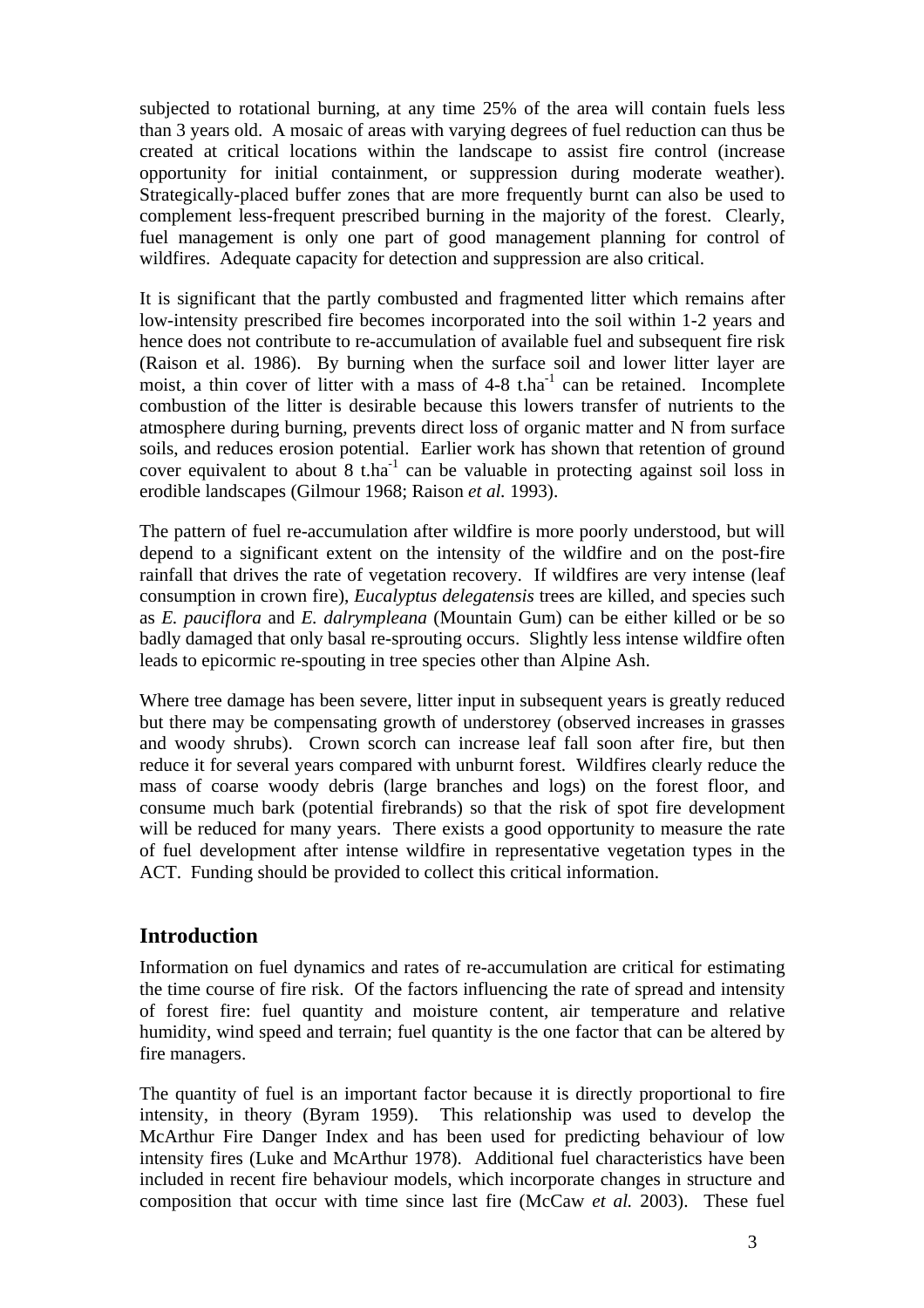subjected to rotational burning, at any time 25% of the area will contain fuels less than 3 years old. A mosaic of areas with varying degrees of fuel reduction can thus be created at critical locations within the landscape to assist fire control (increase opportunity for initial containment, or suppression during moderate weather). Strategically-placed buffer zones that are more frequently burnt can also be used to complement less-frequent prescribed burning in the majority of the forest. Clearly, fuel management is only one part of good management planning for control of wildfires. Adequate capacity for detection and suppression are also critical.

It is significant that the partly combusted and fragmented litter which remains after low-intensity prescribed fire becomes incorporated into the soil within 1-2 years and hence does not contribute to re-accumulation of available fuel and subsequent fire risk (Raison et al. 1986). By burning when the surface soil and lower litter layer are moist, a thin cover of litter with a mass of 4-8 $t.ha^{-1}$ can be retained. Incomplete combustion of the litter is desirable because this lowers transfer of nutrients to the atmosphere during burning, prevents direct loss of organic matter and N from surface soils, and reduces erosion potential. Earlier work has shown that retention of ground cover equivalent to about 8 $t.ha^{-1}$ can be valuable in protecting against soil loss in erodible landscapes (Gilmour 1968; Raison *et al.* 1993).

The pattern of fuel re-accumulation after wildfire is more poorly understood, but will depend to a significant extent on the intensity of the wildfire and on the post-fire rainfall that drives the rate of vegetation recovery. If wildfires are very intense (leaf consumption in crown fire), *Eucalyptus delegatensis* trees are killed, and species such as *E. pauciflora* and *E. dalrympleana* (Mountain Gum) can be either killed or be so badly damaged that only basal re-sprouting occurs. Slightly less intense wildfire often leads to epicormic re-spouting in tree species other than Alpine Ash.

Where tree damage has been severe, litter input in subsequent years is greatly reduced but there may be compensating growth of understorey (observed increases in grasses and woody shrubs). Crown scorch can increase leaf fall soon after fire, but then reduce it for several years compared with unburnt forest. Wildfires clearly reduce the mass of coarse woody debris (large branches and logs) on the forest floor, and consume much bark (potential firebrands) so that the risk of spot fire development will be reduced for many years. There exists a good opportunity to measure the rate of fuel development after intense wildfire in representative vegetation types in the ACT. Funding should be provided to collect this critical information.

## Introduction

Information on fuel dynamics and rates of re-accumulation are critical for estimating the time course of fire risk. Of the factors influencing the rate of spread and intensity of forest fire: fuel quantity and moisture content, air temperature and relative humidity, wind speed and terrain; fuel quantity is the one factor that can be altered by fire managers.

The quantity of fuel is an important factor because it is directly proportional to fire intensity, in theory (Byram 1959). This relationship was used to develop the McArthur Fire Danger Index and has been used for predicting behaviour of low intensity fires (Luke and McArthur 1978). Additional fuel characteristics have been included in recent fire behaviour models, which incorporate changes in structure and composition that occur with time since last fire (McCaw *et al.* 2003). These fuel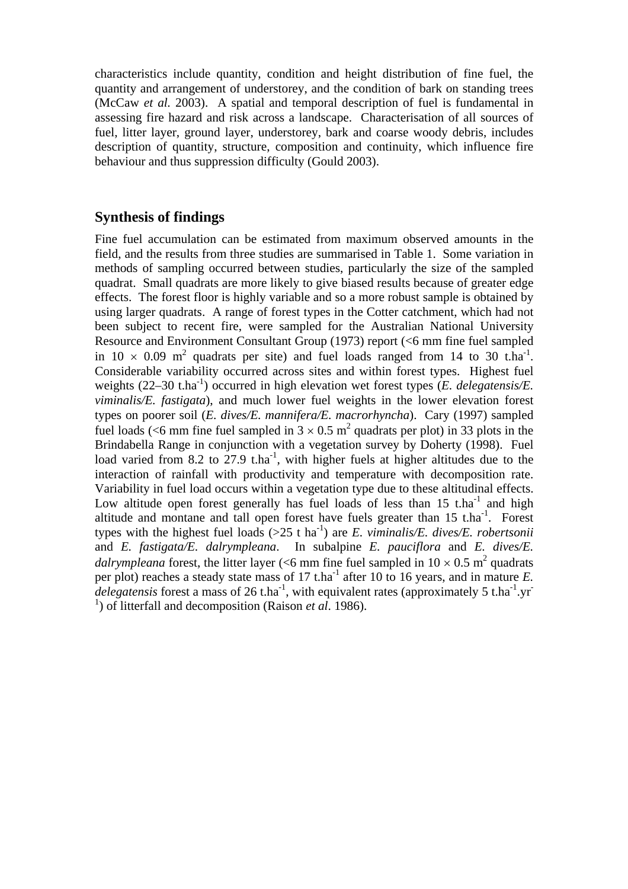characteristics include quantity, condition and height distribution of fine fuel, the quantity and arrangement of understorey, and the condition of bark on standing trees (McCaw *et al.* 2003). A spatial and temporal description of fuel is fundamental in assessing fire hazard and risk across a landscape. Characterisation of all sources of fuel, litter layer, ground layer, understorey, bark and coarse woody debris, includes description of quantity, structure, composition and continuity, which influence fire behaviour and thus suppression difficulty (Gould 2003).

## Synthesis of findings

Fine fuel accumulation can be estimated from maximum observed amounts in the field, and the results from three studies are summarised in Table 1. Some variation in methods of sampling occurred between studies, particularly the size of the sampled quadrat. Small quadrats are more likely to give biased results because of greater edge effects. The forest floor is highly variable and so a more robust sample is obtained by using larger quadrats. A range of forest types in the Cotter catchment, which had not been subject to recent fire, were sampled for the Australian National University Resource and Environment Consultant Group (1973) report (<6 mm fine fuel sampled in $10 \times 0.09$ m$^2$ quadrats per site) and fuel loads ranged from 14 to 30 t.ha$^{-1}$. Considerable variability occurred across sites and within forest types. Highest fuel weights (22–30 t.ha$^{-1}$) occurred in high elevation wet forest types (*E. delegatensis/E. viminalis/E. fastigata*), and much lower fuel weights in the lower elevation forest types on poorer soil (*E. dives/E. mannifera/E. macrorhyncha*). Cary (1997) sampled fuel loads (<6 mm fine fuel sampled in $3 \times 0.5$ m$^2$ quadrats per plot) in 33 plots in the Brindabella Range in conjunction with a vegetation survey by Doherty (1998). Fuel load varied from 8.2 to 27.9 t.ha$^{-1}$, with higher fuels at higher altitudes due to the interaction of rainfall with productivity and temperature with decomposition rate. Variability in fuel load occurs within a vegetation type due to these altitudinal effects. Low altitude open forest generally has fuel loads of less than 15 t.ha$^{-1}$ and high altitude and montane and tall open forest have fuels greater than 15 t.ha$^{-1}$. Forest types with the highest fuel loads (>25 t ha$^{-1}$) are *E. viminalis/E. dives/E. robertsonii* and *E. fastigata/E. dalrympleana*. In subalpine *E. pauciflora* and *E. dives/E. dalrympleana* forest, the litter layer (<6 mm fine fuel sampled in $10 \times 0.5$ m$^2$ quadrats per plot) reaches a steady state mass of 17 t.ha$^{-1}$ after 10 to 16 years, and in mature *E. delegatensis* forest a mass of 26 t.ha$^{-1}$, with equivalent rates (approximately 5 t.ha$^{-1}$.yr$^{-1}$) of litterfall and decomposition (Raison *et al*. 1986).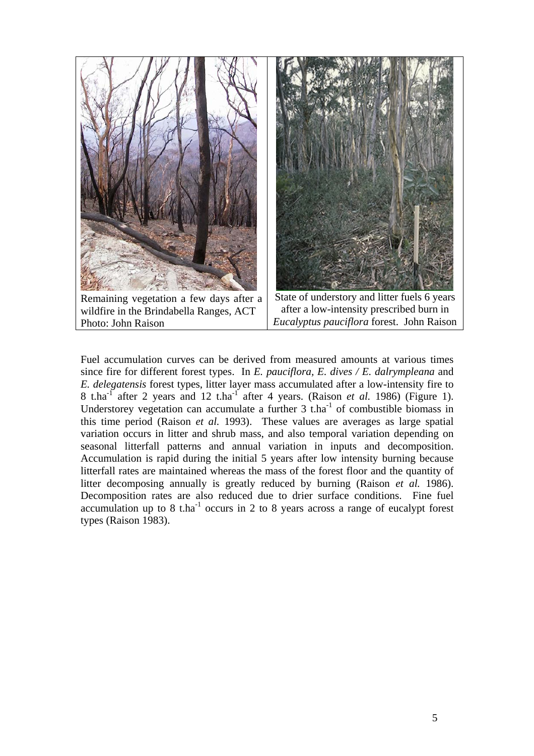| Remaining vegetation a few days after a wildfire in the Brindabella Ranges, ACT Photo: John Raison | State of understory and litter fuels 6 years after a low-intensity prescribed burn in *Eucalyptus pauciflora* forest. John Raison |
|---|---|

Fuel accumulation curves can be derived from measured amounts at various times since fire for different forest types. In *E. pauciflora*, *E. dives / E. dalrympleana* and *E. delegatensis* forest types, litter layer mass accumulated after a low-intensity fire to 8 $t.ha^{-1}$ after 2 years and 12 $t.ha^{-1}$ after 4 years. (Raison *et al.* 1986) (Figure 1). Understorey vegetation can accumulate a further 3 $t.ha^{-1}$ of combustible biomass in this time period (Raison *et al.* 1993). These values are averages as large spatial variation occurs in litter and shrub mass, and also temporal variation depending on seasonal litterfall patterns and annual variation in inputs and decomposition. Accumulation is rapid during the initial 5 years after low intensity burning because litterfall rates are maintained whereas the mass of the forest floor and the quantity of litter decomposing annually is greatly reduced by burning (Raison *et al.* 1986). Decomposition rates are also reduced due to drier surface conditions. Fine fuel accumulation up to 8 $t.ha^{-1}$ occurs in 2 to 8 years across a range of eucalypt forest types (Raison 1983).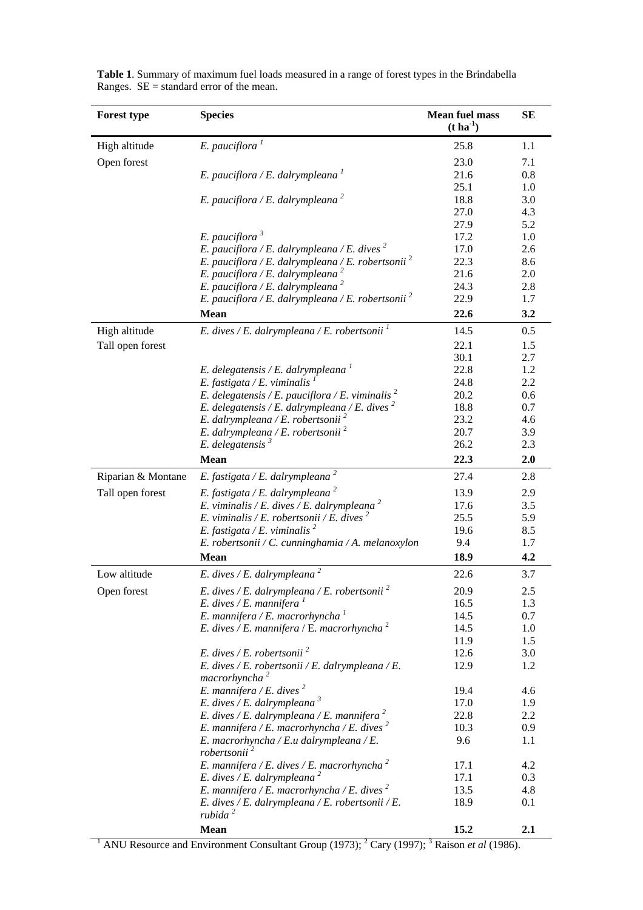**Table 1**. Summary of maximum fuel loads measured in a range of forest types in the Brindabella Ranges. SE = standard error of the mean.

| Forest type | Species | Mean fuel mass (t ha$^{-1}$) | SE |
|---|---|---|---|
| High altitude | *E. pauciflora* [1] | 25.8 | 1.1 |
| Open forest | | 23.0 | 7.1 |
| | *E. pauciflora / E. dalrympleana* [1] | 21.6 | 0.8 |
| | | 25.1 | 1.0 |
| | *E. pauciflora / E. dalrympleana* [2] | 18.8 | 3.0 |
| | | 27.0 | 4.3 |
| | | 27.9 | 5.2 |
| | *E. pauciflora* [3] | 17.2 | 1.0 |
| | *E. pauciflora / E. dalrympleana / E. dives* [2] | 17.0 | 2.6 |
| | *E. pauciflora / E. dalrympleana / E. robertsonii* [2] | 22.3 | 8.6 |
| | *E. pauciflora / E. dalrympleana* [2] | 21.6 | 2.0 |
| | *E. pauciflora / E. dalrympleana* [2] | 24.3 | 2.8 |
| | *E. pauciflora / E. dalrympleana / E. robertsonii* [2] | 22.9 | 1.7 |
| | **Mean** | **22.6** | **3.2** |
| High altitude | *E. dives / E. dalrympleana / E. robertsonii* [1] | 14.5 | 0.5 |
| Tall open forest | | 22.1 | 1.5 |
| | | 30.1 | 2.7 |
| | *E. delegatensis / E. dalrympleana* [1] | 22.8 | 1.2 |
| | *E. fastigata / E. viminalis* [1] | 24.8 | 2.2 |
| | *E. delegatensis / E. pauciflora / E. viminalis* [2] | 20.2 | 0.6 |
| | *E. delegatensis / E. dalrympleana / E. dives* [2] | 18.8 | 0.7 |
| | *E. dalrympleana / E. robertsonii* [2] | 23.2 | 4.6 |
| | *E. dalrympleana / E. robertsonii* [2] | 20.7 | 3.9 |
| | *E. delegatensis* [3] | 26.2 | 2.3 |
| | **Mean** | **22.3** | **2.0** |
| Riparian & Montane | *E. fastigata / E. dalrympleana* [2] | 27.4 | 2.8 |
| Tall open forest | *E. fastigata / E. dalrympleana* [2] | 13.9 | 2.9 |
| | *E. viminalis / E. dives / E. dalrympleana* [2] | 17.6 | 3.5 |
| | *E. viminalis / E. robertsonii / E. dives* [2] | 25.5 | 5.9 |
| | *E. fastigata / E. viminalis* [2] | 19.6 | 8.5 |
| | *E. robertsonii / C. cunninghamia / A. melanoxylon* | 9.4 | 1.7 |
| | **Mean** | **18.9** | **4.2** |
| Low altitude | *E. dives / E. dalrympleana* [2] | 22.6 | 3.7 |
| Open forest | *E. dives / E. dalrympleana / E. robertsonii* [2] | 20.9 | 2.5 |
| | *E. dives / E. mannifera* [1] | 16.5 | 1.3 |
| | *E. mannifera / E. macrorhyncha* [1] | 14.5 | 0.7 |
| | *E. dives / E. mannifera* / E. *macrorhyncha* [2] | 14.5 | 1.0 |
| | | 11.9 | 1.5 |
| | *E. dives / E. robertsonii* [2] | 12.6 | 3.0 |
| | *E. dives / E. robertsonii / E. dalrympleana / E. macrorhyncha* [2] | 12.9 | 1.2 |
| | *E. mannifera / E. dives* [2] | 19.4 | 4.6 |
| | *E. dives / E. dalrympleana* [3] | 17.0 | 1.9 |
| | *E. dives / E. dalrympleana / E. mannifera* [2] | 22.8 | 2.2 |
| | *E. mannifera / E. macrorhyncha / E. dives* [2] | 10.3 | 0.9 |
| | *E. macrorhyncha / E.u dalrympleana / E. robertsonii* [2] | 9.6 | 1.1 |
| | *E. mannifera / E. dives / E. macrorhyncha* [2] | 17.1 | 4.2 |
| | *E. dives / E. dalrympleana* [2] | 17.1 | 0.3 |
| | *E. mannifera / E. macrorhyncha / E. dives* [2] | 13.5 | 4.8 |
| | *E. dives / E. dalrympleana / E. robertsonii / E. rubida* [2] | 18.9 | 0.1 |
| | **Mean** | **15.2** | **2.1** |

[1] ANU Resource and Environment Consultant Group (1973); [2] Cary (1997); [3] Raison *et al* (1986).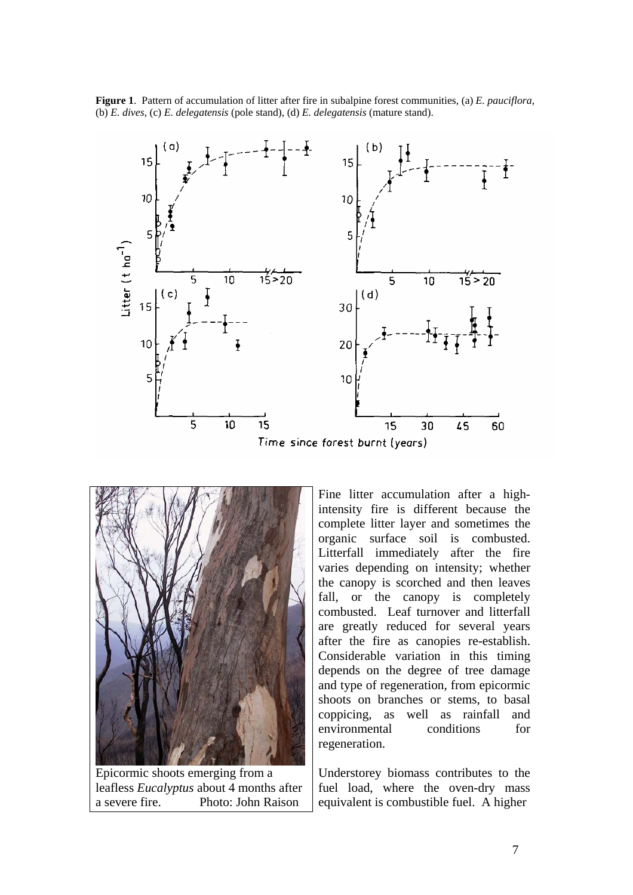**Figure 1**. Pattern of accumulation of litter after fire in subalpine forest communities, (a) *E. pauciflora*, (b) *E. dives*, (c) *E. delegatensis* (pole stand), (d) *E. delegatensis* (mature stand).

Epicormic shoots emerging from a leafless *Eucalyptus* about 4 months after a severe fire. Photo: John Raison

Fine litter accumulation after a high-intensity fire is different because the complete litter layer and sometimes the organic surface soil is combusted. Litterfall immediately after the fire varies depending on intensity; whether the canopy is scorched and then leaves fall, or the canopy is completely combusted. Leaf turnover and litterfall are greatly reduced for several years after the fire as canopies re-establish. Considerable variation in this timing depends on the degree of tree damage and type of regeneration, from epicormic shoots on branches or stems, to basal coppicing, as well as rainfall and environmental conditions for regeneration.

Understorey biomass contributes to the fuel load, where the oven-dry mass equivalent is combustible fuel. A higher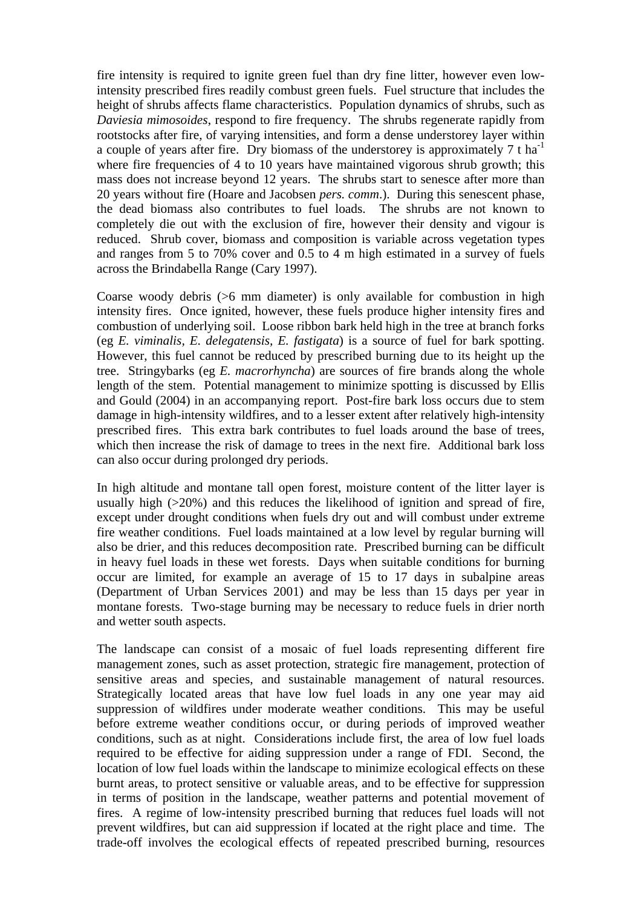fire intensity is required to ignite green fuel than dry fine litter, however even low-intensity prescribed fires readily combust green fuels. Fuel structure that includes the height of shrubs affects flame characteristics. Population dynamics of shrubs, such as *Daviesia mimosoides*, respond to fire frequency. The shrubs regenerate rapidly from rootstocks after fire, of varying intensities, and form a dense understorey layer within a couple of years after fire. Dry biomass of the understorey is approximately 7 t ha$^{-1}$ where fire frequencies of 4 to 10 years have maintained vigorous shrub growth; this mass does not increase beyond 12 years. The shrubs start to senesce after more than 20 years without fire (Hoare and Jacobsen *pers. comm*.). During this senescent phase, the dead biomass also contributes to fuel loads. The shrubs are not known to completely die out with the exclusion of fire, however their density and vigour is reduced. Shrub cover, biomass and composition is variable across vegetation types and ranges from 5 to 70% cover and 0.5 to 4 m high estimated in a survey of fuels across the Brindabella Range (Cary 1997).

Coarse woody debris (>6 mm diameter) is only available for combustion in high intensity fires. Once ignited, however, these fuels produce higher intensity fires and combustion of underlying soil. Loose ribbon bark held high in the tree at branch forks (eg *E. viminalis, E. delegatensis, E. fastigata*) is a source of fuel for bark spotting. However, this fuel cannot be reduced by prescribed burning due to its height up the tree. Stringybarks (eg *E. macrorhyncha*) are sources of fire brands along the whole length of the stem. Potential management to minimize spotting is discussed by Ellis and Gould (2004) in an accompanying report. Post-fire bark loss occurs due to stem damage in high-intensity wildfires, and to a lesser extent after relatively high-intensity prescribed fires. This extra bark contributes to fuel loads around the base of trees, which then increase the risk of damage to trees in the next fire. Additional bark loss can also occur during prolonged dry periods.

In high altitude and montane tall open forest, moisture content of the litter layer is usually high (>20%) and this reduces the likelihood of ignition and spread of fire, except under drought conditions when fuels dry out and will combust under extreme fire weather conditions. Fuel loads maintained at a low level by regular burning will also be drier, and this reduces decomposition rate. Prescribed burning can be difficult in heavy fuel loads in these wet forests. Days when suitable conditions for burning occur are limited, for example an average of 15 to 17 days in subalpine areas (Department of Urban Services 2001) and may be less than 15 days per year in montane forests. Two-stage burning may be necessary to reduce fuels in drier north and wetter south aspects.

The landscape can consist of a mosaic of fuel loads representing different fire management zones, such as asset protection, strategic fire management, protection of sensitive areas and species, and sustainable management of natural resources. Strategically located areas that have low fuel loads in any one year may aid suppression of wildfires under moderate weather conditions. This may be useful before extreme weather conditions occur, or during periods of improved weather conditions, such as at night. Considerations include first, the area of low fuel loads required to be effective for aiding suppression under a range of FDI. Second, the location of low fuel loads within the landscape to minimize ecological effects on these burnt areas, to protect sensitive or valuable areas, and to be effective for suppression in terms of position in the landscape, weather patterns and potential movement of fires. A regime of low-intensity prescribed burning that reduces fuel loads will not prevent wildfires, but can aid suppression if located at the right place and time. The trade-off involves the ecological effects of repeated prescribed burning, resources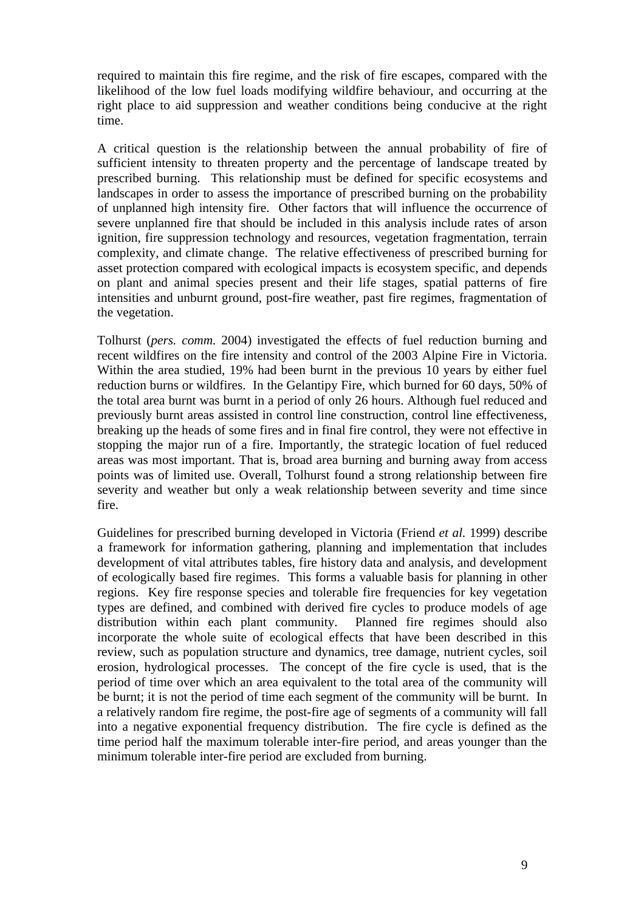required to maintain this fire regime, and the risk of fire escapes, compared with the likelihood of the low fuel loads modifying wildfire behaviour, and occurring at the right place to aid suppression and weather conditions being conducive at the right time.

A critical question is the relationship between the annual probability of fire of sufficient intensity to threaten property and the percentage of landscape treated by prescribed burning. This relationship must be defined for specific ecosystems and landscapes in order to assess the importance of prescribed burning on the probability of unplanned high intensity fire. Other factors that will influence the occurrence of severe unplanned fire that should be included in this analysis include rates of arson ignition, fire suppression technology and resources, vegetation fragmentation, terrain complexity, and climate change. The relative effectiveness of prescribed burning for asset protection compared with ecological impacts is ecosystem specific, and depends on plant and animal species present and their life stages, spatial patterns of fire intensities and unburnt ground, post-fire weather, past fire regimes, fragmentation of the vegetation.

Tolhurst (*pers. comm.* 2004) investigated the effects of fuel reduction burning and recent wildfires on the fire intensity and control of the 2003 Alpine Fire in Victoria. Within the area studied, 19% had been burnt in the previous 10 years by either fuel reduction burns or wildfires. In the Gelantipy Fire, which burned for 60 days, 50% of the total area burnt was burnt in a period of only 26 hours. Although fuel reduced and previously burnt areas assisted in control line construction, control line effectiveness, breaking up the heads of some fires and in final fire control, they were not effective in stopping the major run of a fire. Importantly, the strategic location of fuel reduced areas was most important. That is, broad area burning and burning away from access points was of limited use. Overall, Tolhurst found a strong relationship between fire severity and weather but only a weak relationship between severity and time since fire.

Guidelines for prescribed burning developed in Victoria (Friend *et al.* 1999) describe a framework for information gathering, planning and implementation that includes development of vital attributes tables, fire history data and analysis, and development of ecologically based fire regimes. This forms a valuable basis for planning in other regions. Key fire response species and tolerable fire frequencies for key vegetation types are defined, and combined with derived fire cycles to produce models of age distribution within each plant community. Planned fire regimes should also incorporate the whole suite of ecological effects that have been described in this review, such as population structure and dynamics, tree damage, nutrient cycles, soil erosion, hydrological processes. The concept of the fire cycle is used, that is the period of time over which an area equivalent to the total area of the community will be burnt; it is not the period of time each segment of the community will be burnt. In a relatively random fire regime, the post-fire age of segments of a community will fall into a negative exponential frequency distribution. The fire cycle is defined as the time period half the maximum tolerable inter-fire period, and areas younger than the minimum tolerable inter-fire period are excluded from burning.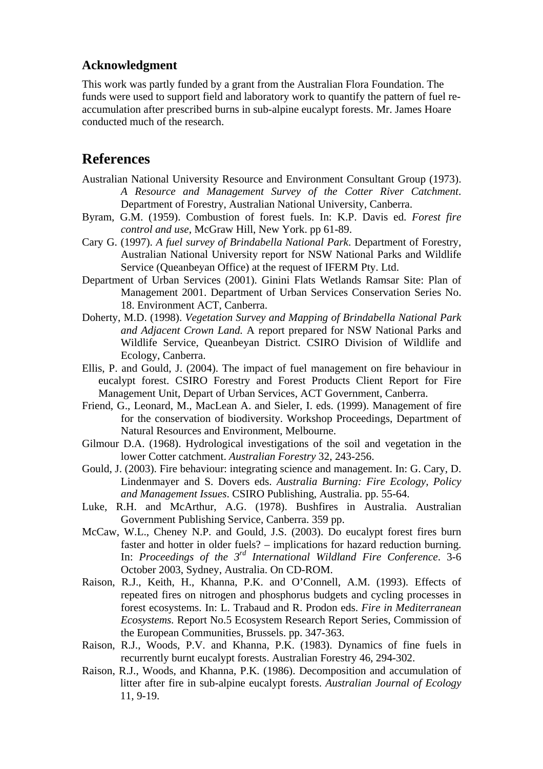## Acknowledgment

This work was partly funded by a grant from the Australian Flora Foundation. The funds were used to support field and laboratory work to quantify the pattern of fuel re-accumulation after prescribed burns in sub-alpine eucalypt forests. Mr. James Hoare conducted much of the research.

# References

Australian National University Resource and Environment Consultant Group (1973). *A Resource and Management Survey of the Cotter River Catchment*. Department of Forestry, Australian National University, Canberra.

Byram, G.M. (1959). Combustion of forest fuels. In: K.P. Davis ed. *Forest fire control and use*, McGraw Hill, New York. pp 61-89.

Cary G. (1997). *A fuel survey of Brindabella National Park*. Department of Forestry, Australian National University report for NSW National Parks and Wildlife Service (Queanbeyan Office) at the request of IFERM Pty. Ltd.

Department of Urban Services (2001). Ginini Flats Wetlands Ramsar Site: Plan of Management 2001. Department of Urban Services Conservation Series No. 18. Environment ACT, Canberra.

Doherty, M.D. (1998). *Vegetation Survey and Mapping of Brindabella National Park and Adjacent Crown Land.* A report prepared for NSW National Parks and Wildlife Service, Queanbeyan District. CSIRO Division of Wildlife and Ecology, Canberra.

Ellis, P. and Gould, J. (2004). The impact of fuel management on fire behaviour in eucalypt forest. CSIRO Forestry and Forest Products Client Report for Fire Management Unit, Depart of Urban Services, ACT Government, Canberra.

Friend, G., Leonard, M., MacLean A. and Sieler, I. eds. (1999). Management of fire for the conservation of biodiversity. Workshop Proceedings, Department of Natural Resources and Environment, Melbourne.

Gilmour D.A. (1968). Hydrological investigations of the soil and vegetation in the lower Cotter catchment. *Australian Forestry* 32, 243-256.

Gould, J. (2003). Fire behaviour: integrating science and management. In: G. Cary, D. Lindenmayer and S. Dovers eds. *Australia Burning: Fire Ecology, Policy and Management Issues*. CSIRO Publishing, Australia. pp. 55-64.

Luke, R.H. and McArthur, A.G. (1978). Bushfires in Australia. Australian Government Publishing Service, Canberra. 359 pp.

McCaw, W.L., Cheney N.P. and Gould, J.S. (2003). Do eucalypt forest fires burn faster and hotter in older fuels? – implications for hazard reduction burning. In: *Proceedings of the 3rd International Wildland Fire Conference*. 3-6 October 2003, Sydney, Australia. On CD-ROM.

Raison, R.J., Keith, H., Khanna, P.K. and O'Connell, A.M. (1993). Effects of repeated fires on nitrogen and phosphorus budgets and cycling processes in forest ecosystems. In: L. Trabaud and R. Prodon eds. *Fire in Mediterranean Ecosystems.* Report No.5 Ecosystem Research Report Series, Commission of the European Communities, Brussels. pp. 347-363.

Raison, R.J., Woods, P.V. and Khanna, P.K. (1983). Dynamics of fine fuels in recurrently burnt eucalypt forests. Australian Forestry 46, 294-302.

Raison, R.J., Woods, and Khanna, P.K. (1986). Decomposition and accumulation of litter after fire in sub-alpine eucalypt forests. *Australian Journal of Ecology* 11, 9-19.